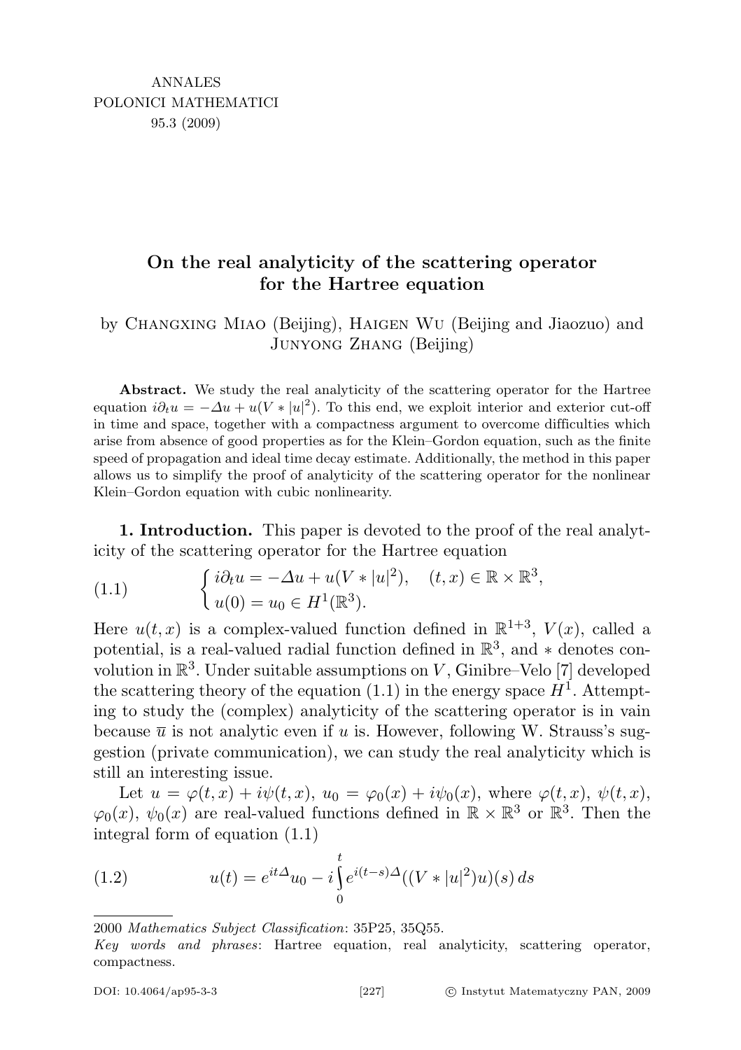ANNALES
POLONICI MATHEMATICI
95.3 (2009)

# On the real analyticity of the scattering operator for the Hartree equation

by Changxing Miao (Beijing), Haigen Wu (Beijing and Jiaozuo) and Junyong Zhang (Beijing)

**Abstract.** We study the real analyticity of the scattering operator for the Hartree equation $i\partial_t u = -\Delta u + u(V * |u|^2)$. To this end, we exploit interior and exterior cut-off in time and space, together with a compactness argument to overcome difficulties which arise from absence of good properties as for the Klein–Gordon equation, such as the finite speed of propagation and ideal time decay estimate. Additionally, the method in this paper allows us to simplify the proof of analyticity of the scattering operator for the nonlinear Klein–Gordon equation with cubic nonlinearity.

**1. Introduction.** This paper is devoted to the proof of the real analyticity of the scattering operator for the Hartree equation

$$
\begin{cases} i\partial_t u = -\Delta u + u(V * |u|^2), & (t,x) \in \mathbb{R} \times \mathbb{R}^3, \\ u(0) = u_0 \in H^1(\mathbb{R}^3). \end{cases} \tag{1.1}
$$

Here $u(t,x)$ is a complex-valued function defined in $\mathbb{R}^{1+3}$, $V(x)$, called a potential, is a real-valued radial function defined in $\mathbb{R}^3$, and $*$ denotes convolution in $\mathbb{R}^3$. Under suitable assumptions on $V$, Ginibre–Velo [7] developed the scattering theory of the equation (1.1) in the energy space $H^1$. Attempting to study the (complex) analyticity of the scattering operator is in vain because $\overline{u}$ is not analytic even if $u$ is. However, following W. Strauss's suggestion (private communication), we can study the real analyticity which is still an interesting issue.

Let $u = \varphi(t,x) + i\psi(t,x)$, $u_0 = \varphi_0(x) + i\psi_0(x)$, where $\varphi(t,x)$, $\psi(t,x)$, $\varphi_0(x)$, $\psi_0(x)$ are real-valued functions defined in $\mathbb{R} \times \mathbb{R}^3$ or $\mathbb{R}^3$. Then the integral form of equation (1.1)

$$
u(t) = e^{it\Delta}u_0 - i\int_0^t e^{i(t-s)\Delta}((V * |u|^2)u)(s)\,ds \tag{1.2}
$$

---

2000 *Mathematics Subject Classification*: 35P25, 35Q55.

*Key words and phrases*: Hartree equation, real analyticity, scattering operator, compactness.

DOI: 10.4064/ap95-3-3 © Instytut Matematyczny PAN, 2009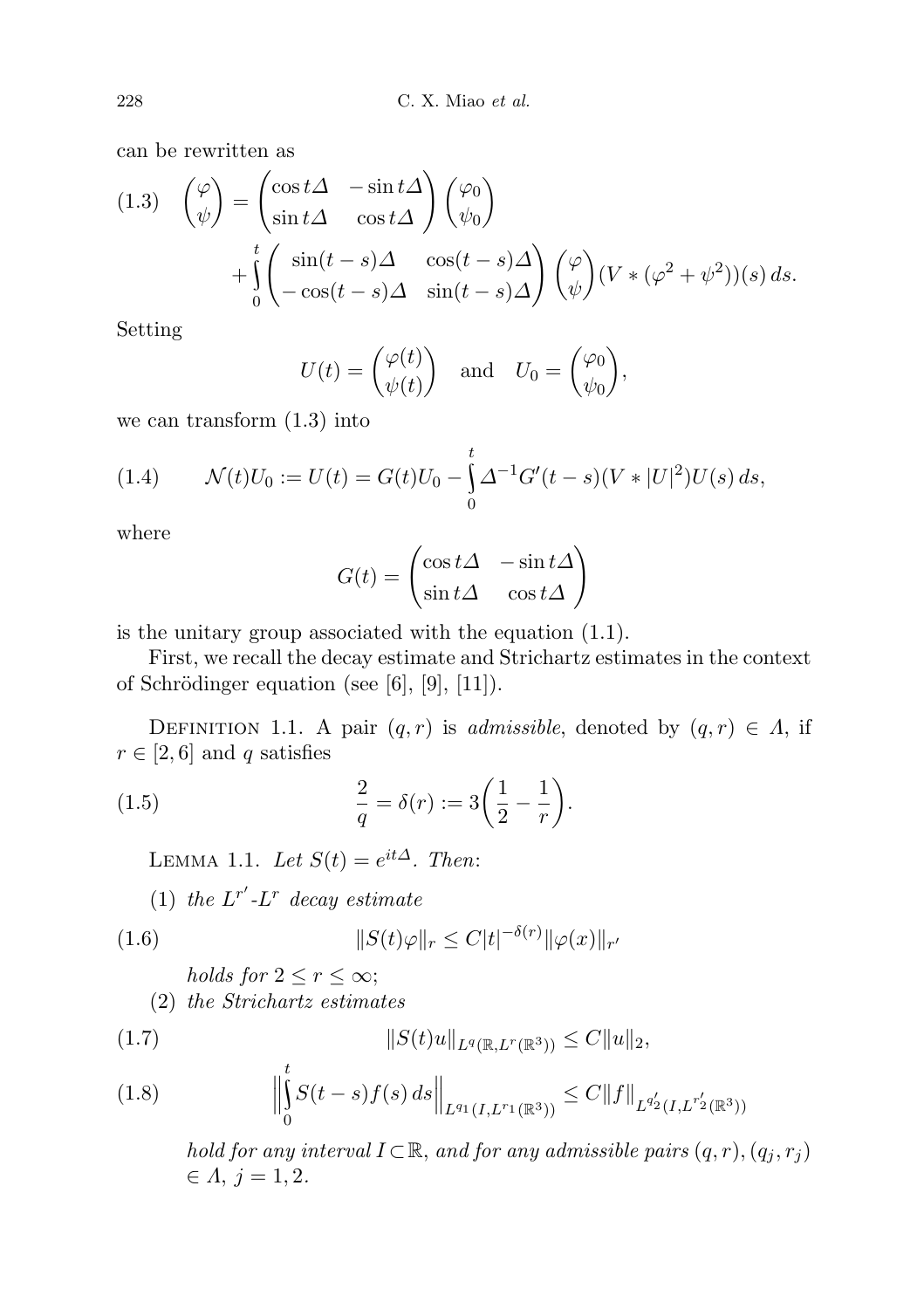can be rewritten as

$$
\begin{pmatrix}\varphi\\ \psi\end{pmatrix} = \begin{pmatrix}\cos t\Delta & -\sin t\Delta\\ \sin t\Delta & \cos t\Delta\end{pmatrix}\begin{pmatrix}\varphi_0\\ \psi_0\end{pmatrix} + \int_0^t \begin{pmatrix}\sin(t-s)\Delta & \cos(t-s)\Delta\\ -\cos(t-s)\Delta & \sin(t-s)\Delta\end{pmatrix}\begin{pmatrix}\varphi\\ \psi\end{pmatrix}(V*(\varphi^2+\psi^2))(s)\,ds. \tag{1.3}
$$

Setting

$$
U(t) = \begin{pmatrix}\varphi(t)\\ \psi(t)\end{pmatrix} \quad \text{and} \quad U_0 = \begin{pmatrix}\varphi_0\\ \psi_0\end{pmatrix},
$$

we can transform (1.3) into

$$
\mathcal{N}(t)U_0 := U(t) = G(t)U_0 - \int_0^t \Delta^{-1}G'(t-s)(V*|U|^2)U(s)\,ds, \tag{1.4}
$$

where

$$
G(t) = \begin{pmatrix}\cos t\Delta & -\sin t\Delta\\ \sin t\Delta & \cos t\Delta\end{pmatrix}
$$

is the unitary group associated with the equation (1.1).

First, we recall the decay estimate and Strichartz estimates in the context of Schrödinger equation (see [6], [9], [11]).

Definition 1.1. A pair $(q,r)$ is *admissible*, denoted by $(q,r)\in\Lambda$, if $r\in[2,6]$ and $q$ satisfies

$$
\frac{2}{q} = \delta(r) := 3\left(\frac{1}{2}-\frac{1}{r}\right). \tag{1.5}
$$

Lemma 1.1. *Let $S(t)=e^{it\Delta}$. Then*:

(1) *the $L^{r'}$-$L^r$ decay estimate*

$$
\|S(t)\varphi\|_r \le C|t|^{-\delta(r)}\|\varphi(x)\|_{r'} \tag{1.6}
$$

*holds for $2\le r\le\infty$;*

(2) *the Strichartz estimates*

$$
\|S(t)u\|_{L^q(\mathbb{R},L^r(\mathbb{R}^3))} \le C\|u\|_2, \tag{1.7}
$$

$$
\Big\|\int_0^t S(t-s)f(s)\,ds\Big\|_{L^{q_1}(I,L^{r_1}(\mathbb{R}^3))} \le C\|f\|_{L^{q_2'}(I,L^{r_2'}(\mathbb{R}^3))} \tag{1.8}
$$

*hold for any interval $I\subset\mathbb{R}$, and for any admissible pairs $(q,r),(q_j,r_j)\in\Lambda$, $j=1,2$.*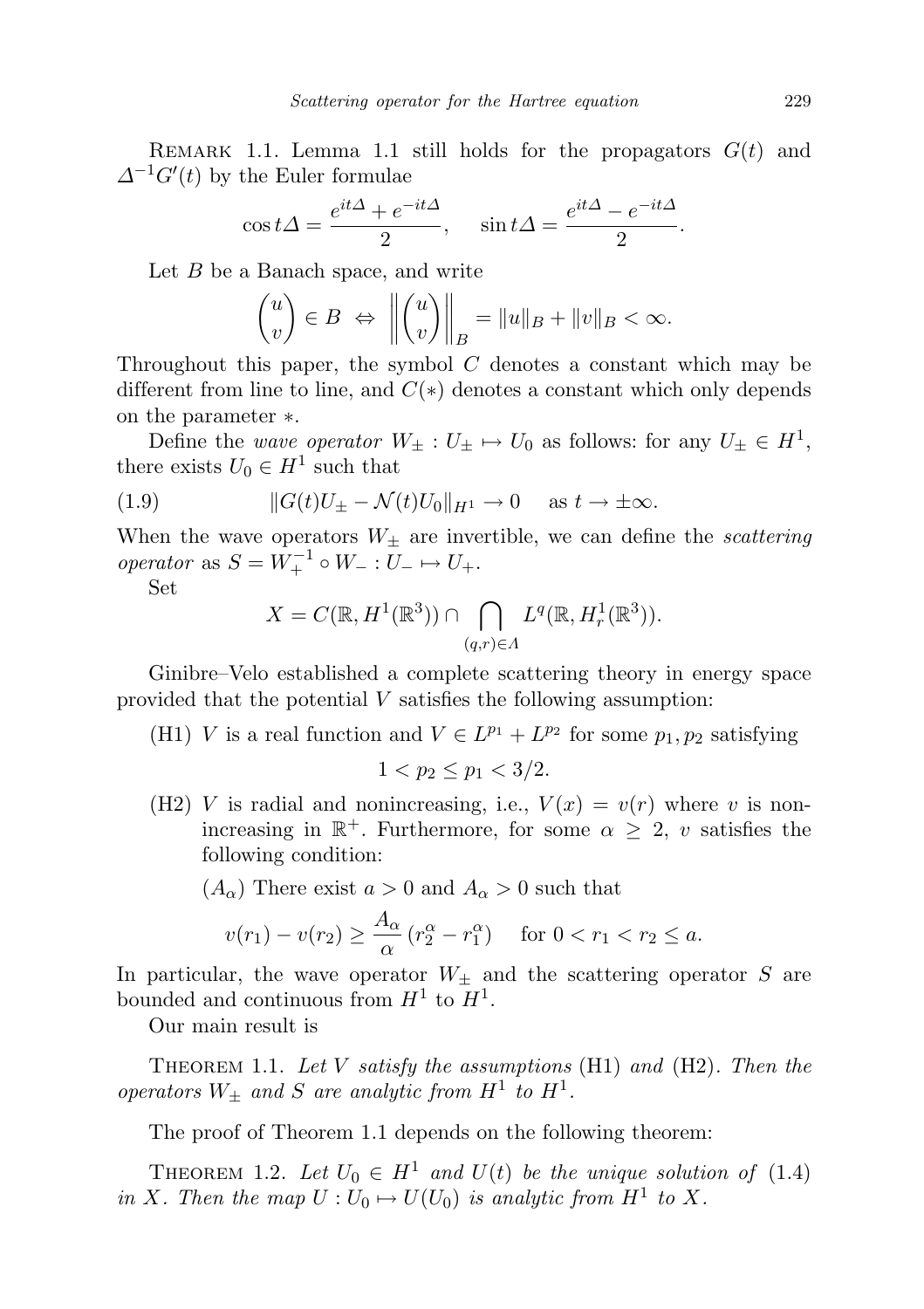REMARK 1.1. Lemma 1.1 still holds for the propagators $G(t)$ and $\Delta^{-1}G'(t)$ by the Euler formulae

$$\cos t\Delta = \frac{e^{it\Delta} + e^{-it\Delta}}{2}, \quad \sin t\Delta = \frac{e^{it\Delta} - e^{-it\Delta}}{2}.$$

Let $B$ be a Banach space, and write

$$\begin{pmatrix} u \\ v \end{pmatrix} \in B \Leftrightarrow \left\| \begin{pmatrix} u \\ v \end{pmatrix} \right\|_B = \|u\|_B + \|v\|_B < \infty.$$

Throughout this paper, the symbol $C$ denotes a constant which may be different from line to line, and $C(*)$ denotes a constant which only depends on the parameter $*$.

Define the *wave operator* $W_\pm : U_\pm \mapsto U_0$ as follows: for any $U_\pm \in H^1$, there exists $U_0 \in H^1$ such that

$$\|G(t)U_\pm - \mathcal{N}(t)U_0\|_{H^1} \to 0 \quad \text{as } t \to \pm\infty. \tag{1.9}$$

When the wave operators $W_\pm$ are invertible, we can define the *scattering operator* as $S = W_+^{-1} \circ W_- : U_- \mapsto U_+$.

Set

$$X = C(\mathbb{R}, H^1(\mathbb{R}^3)) \cap \bigcap_{(q,r)\in\Lambda} L^q(\mathbb{R}, H^1_r(\mathbb{R}^3)).$$

Ginibre–Velo established a complete scattering theory in energy space provided that the potential $V$ satisfies the following assumption:

(H1) $V$ is a real function and $V \in L^{p_1} + L^{p_2}$ for some $p_1, p_2$ satisfying

$$1 < p_2 \le p_1 < 3/2.$$

(H2) $V$ is radial and nonincreasing, i.e., $V(x) = v(r)$ where $v$ is nonincreasing in $\mathbb{R}^+$. Furthermore, for some $\alpha \ge 2$, $v$ satisfies the following condition:

($A_\alpha$) There exist $a > 0$ and $A_\alpha > 0$ such that

$$v(r_1) - v(r_2) \ge \frac{A_\alpha}{\alpha}(r_2^\alpha - r_1^\alpha) \quad \text{for } 0 < r_1 < r_2 \le a.$$

In particular, the wave operator $W_\pm$ and the scattering operator $S$ are bounded and continuous from $H^1$ to $H^1$.

Our main result is

THEOREM 1.1. *Let $V$ satisfy the assumptions* (H1) *and* (H2). *Then the operators $W_\pm$ and $S$ are analytic from $H^1$ to $H^1$.*

The proof of Theorem 1.1 depends on the following theorem:

THEOREM 1.2. *Let $U_0 \in H^1$ and $U(t)$ be the unique solution of* (1.4) *in $X$. Then the map $U : U_0 \mapsto U(U_0)$ is analytic from $H^1$ to $X$.*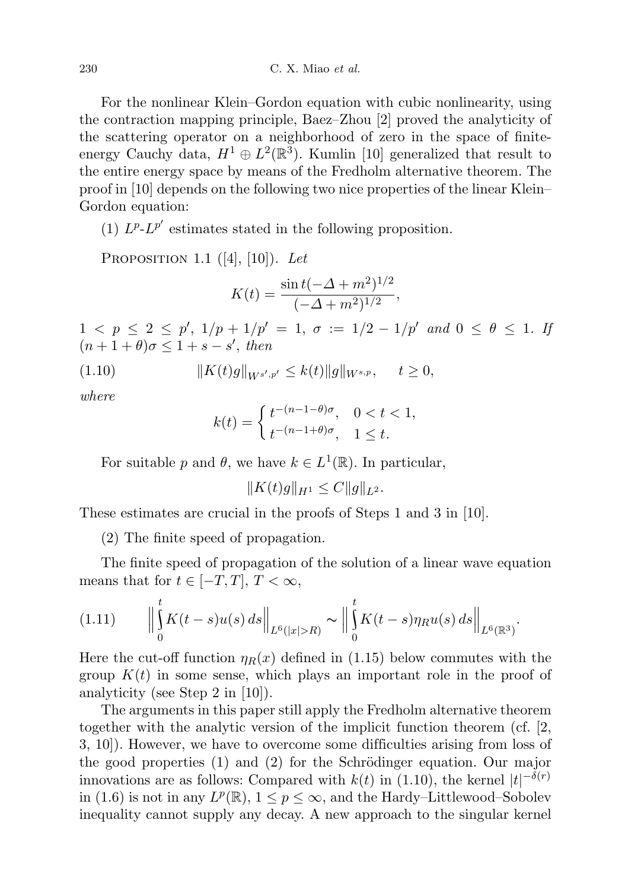For the nonlinear Klein–Gordon equation with cubic nonlinearity, using the contraction mapping principle, Baez–Zhou [2] proved the analyticity of the scattering operator on a neighborhood of zero in the space of finite-energy Cauchy data, $H^1 \oplus L^2(\mathbb{R}^3)$. Kumlin [10] generalized that result to the entire energy space by means of the Fredholm alternative theorem. The proof in [10] depends on the following two nice properties of the linear Klein–Gordon equation:

(1) $L^p$-$L^{p'}$ estimates stated in the following proposition.

Proposition 1.1 ([4], [10]). *Let*

$$K(t) = \frac{\sin t(-\Delta + m^2)^{1/2}}{(-\Delta + m^2)^{1/2}},$$

$1 < p \le 2 \le p'$, $1/p + 1/p' = 1$, $\sigma := 1/2 - 1/p'$ *and* $0 \le \theta \le 1$. *If* $(n+1+\theta)\sigma \le 1 + s - s'$, *then*

$$\|K(t)g\|_{W^{s',p'}} \le k(t)\|g\|_{W^{s,p}}, \quad t \ge 0, \tag{1.10}$$

*where*

$$k(t) = \begin{cases} t^{-(n-1-\theta)\sigma}, & 0 < t < 1, \\ t^{-(n-1+\theta)\sigma}, & 1 \le t. \end{cases}$$

For suitable $p$ and $\theta$, we have $k \in L^1(\mathbb{R})$. In particular,

$$\|K(t)g\|_{H^1} \le C\|g\|_{L^2}.$$

These estimates are crucial in the proofs of Steps 1 and 3 in [10].

(2) The finite speed of propagation.

The finite speed of propagation of the solution of a linear wave equation means that for $t \in [-T, T]$, $T < \infty$,

$$\Big\| \int_0^t K(t-s)u(s)\,ds \Big\|_{L^6(|x|>R)} \sim \Big\| \int_0^t K(t-s)\eta_R u(s)\,ds \Big\|_{L^6(\mathbb{R}^3)}. \tag{1.11}$$

Here the cut-off function $\eta_R(x)$ defined in (1.15) below commutes with the group $K(t)$ in some sense, which plays an important role in the proof of analyticity (see Step 2 in [10]).

The arguments in this paper still apply the Fredholm alternative theorem together with the analytic version of the implicit function theorem (cf. [2, 3, 10]). However, we have to overcome some difficulties arising from loss of the good properties (1) and (2) for the Schrödinger equation. Our major innovations are as follows: Compared with $k(t)$ in (1.10), the kernel $|t|^{-\delta(r)}$ in (1.6) is not in any $L^p(\mathbb{R})$, $1 \le p \le \infty$, and the Hardy–Littlewood–Sobolev inequality cannot supply any decay. A new approach to the singular kernel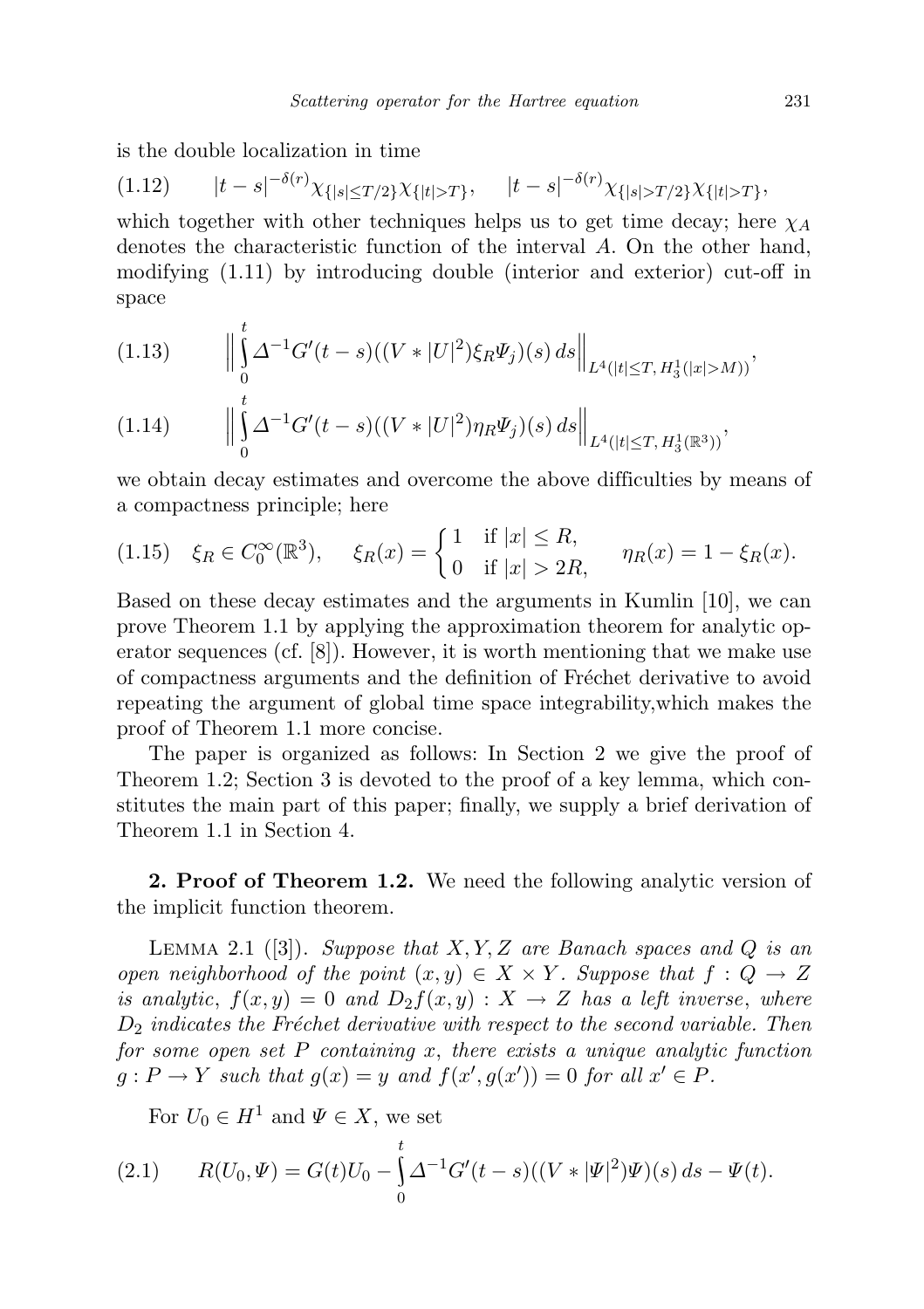is the double localization in time

$$
(1.12) \qquad |t-s|^{-\delta(r)}\chi_{\{|s|\le T/2\}}\chi_{\{|t|>T\}}, \qquad |t-s|^{-\delta(r)}\chi_{\{|s|>T/2\}}\chi_{\{|t|>T\}},
$$

which together with other techniques helps us to get time decay; here $\chi_A$ denotes the characteristic function of the interval $A$. On the other hand, modifying (1.11) by introducing double (interior and exterior) cut-off in space

$$
(1.13) \qquad \Big\| \int_0^t \Delta^{-1} G'(t-s)((V*|U|^2)\xi_R \Psi_j)(s)\, ds \Big\|_{L^4(|t|\le T,\, H_3^1(|x|>M))},
$$

$$
(1.14) \qquad \Big\| \int_0^t \Delta^{-1} G'(t-s)((V*|U|^2)\eta_R \Psi_j)(s)\, ds \Big\|_{L^4(|t|\le T,\, H_3^1(\mathbb{R}^3))},
$$

we obtain decay estimates and overcome the above difficulties by means of a compactness principle; here

$$
(1.15) \quad \xi_R \in C_0^\infty(\mathbb{R}^3), \qquad \xi_R(x) = \begin{cases} 1 & \text{if } |x| \le R, \\ 0 & \text{if } |x| > 2R, \end{cases} \qquad \eta_R(x) = 1 - \xi_R(x).
$$

Based on these decay estimates and the arguments in Kumlin [10], we can prove Theorem 1.1 by applying the approximation theorem for analytic operator sequences (cf. [8]). However, it is worth mentioning that we make use of compactness arguments and the definition of Fréchet derivative to avoid repeating the argument of global time space integrability,which makes the proof of Theorem 1.1 more concise.

The paper is organized as follows: In Section 2 we give the proof of Theorem 1.2; Section 3 is devoted to the proof of a key lemma, which constitutes the main part of this paper; finally, we supply a brief derivation of Theorem 1.1 in Section 4.

**2. Proof of Theorem 1.2.** We need the following analytic version of the implicit function theorem.

Lemma 2.1 ([3]). *Suppose that $X, Y, Z$ are Banach spaces and $Q$ is an open neighborhood of the point $(x, y) \in X \times Y$. Suppose that $f : Q \to Z$ is analytic, $f(x, y) = 0$ and $D_2 f(x, y) : X \to Z$ has a left inverse, where $D_2$ indicates the Fréchet derivative with respect to the second variable. Then for some open set $P$ containing $x$, there exists a unique analytic function $g : P \to Y$ such that $g(x) = y$ and $f(x', g(x')) = 0$ for all $x' \in P$.*

For $U_0 \in H^1$ and $\Psi \in X$, we set

$$
(2.1) \qquad R(U_0, \Psi) = G(t)U_0 - \int_0^t \Delta^{-1} G'(t-s)((V*|\Psi|^2)\Psi)(s)\, ds - \Psi(t).
$$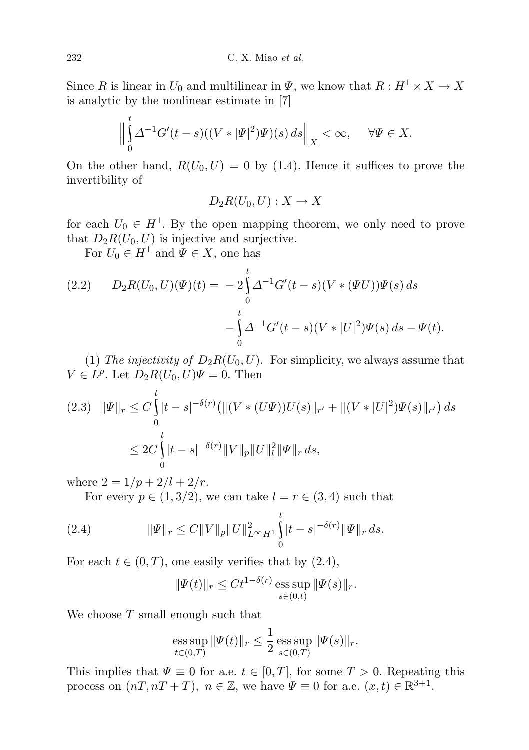Since $R$ is linear in $U_0$ and multilinear in $\Psi$, we know that $R : H^1 \times X \to X$ is analytic by the nonlinear estimate in [7]

$$\Big\| \int_0^t \Delta^{-1} G'(t-s)((V * |\Psi|^2)\Psi)(s)\, ds \Big\|_X < \infty, \qquad \forall \Psi \in X.$$

On the other hand, $R(U_0, U) = 0$ by (1.4). Hence it suffices to prove the invertibility of

$$D_2 R(U_0, U) : X \to X$$

for each $U_0 \in H^1$. By the open mapping theorem, we only need to prove that $D_2 R(U_0, U)$ is injective and surjective.

For $U_0 \in H^1$ and $\Psi \in X$, one has

$$\begin{aligned} (2.2) \qquad D_2 R(U_0, U)(\Psi)(t) = &-2 \int_0^t \Delta^{-1} G'(t-s)(V * (\Psi U))\Psi(s)\, ds \\ &- \int_0^t \Delta^{-1} G'(t-s)(V * |U|^2)\Psi(s)\, ds - \Psi(t). \end{aligned}$$

(1) *The injectivity of* $D_2 R(U_0, U)$. For simplicity, we always assume that $V \in L^p$. Let $D_2 R(U_0, U)\Psi = 0$. Then

$$\begin{aligned} (2.3) \quad \|\Psi\|_r &\le C \int_0^t |t-s|^{-\delta(r)} \big( \|(V * (U\Psi))U(s)\|_{r'} + \|(V * |U|^2)\Psi(s)\|_{r'} \big)\, ds \\ &\le 2C \int_0^t |t-s|^{-\delta(r)} \|V\|_p \|U\|_l^2 \|\Psi\|_r\, ds, \end{aligned}$$

where $2 = 1/p + 2/l + 2/r$.

For every $p \in (1, 3/2)$, we can take $l = r \in (3, 4)$ such that

$$(2.4) \qquad \|\Psi\|_r \le C \|V\|_p \|U\|^2_{L^\infty H^1} \int_0^t |t-s|^{-\delta(r)} \|\Psi\|_r\, ds.$$

For each $t \in (0, T)$, one easily verifies that by (2.4),

$$\|\Psi(t)\|_r \le C t^{1-\delta(r)} \operatorname*{ess\,sup}_{s \in (0,t)} \|\Psi(s)\|_r.$$

We choose $T$ small enough such that

$$\operatorname*{ess\,sup}_{t \in (0,T)} \|\Psi(t)\|_r \le \frac{1}{2} \operatorname*{ess\,sup}_{s \in (0,T)} \|\Psi(s)\|_r.$$

This implies that $\Psi \equiv 0$ for a.e. $t \in [0, T]$, for some $T > 0$. Repeating this process on $(nT, nT + T)$, $n \in \mathbb{Z}$, we have $\Psi \equiv 0$ for a.e. $(x, t) \in \mathbb{R}^{3+1}$.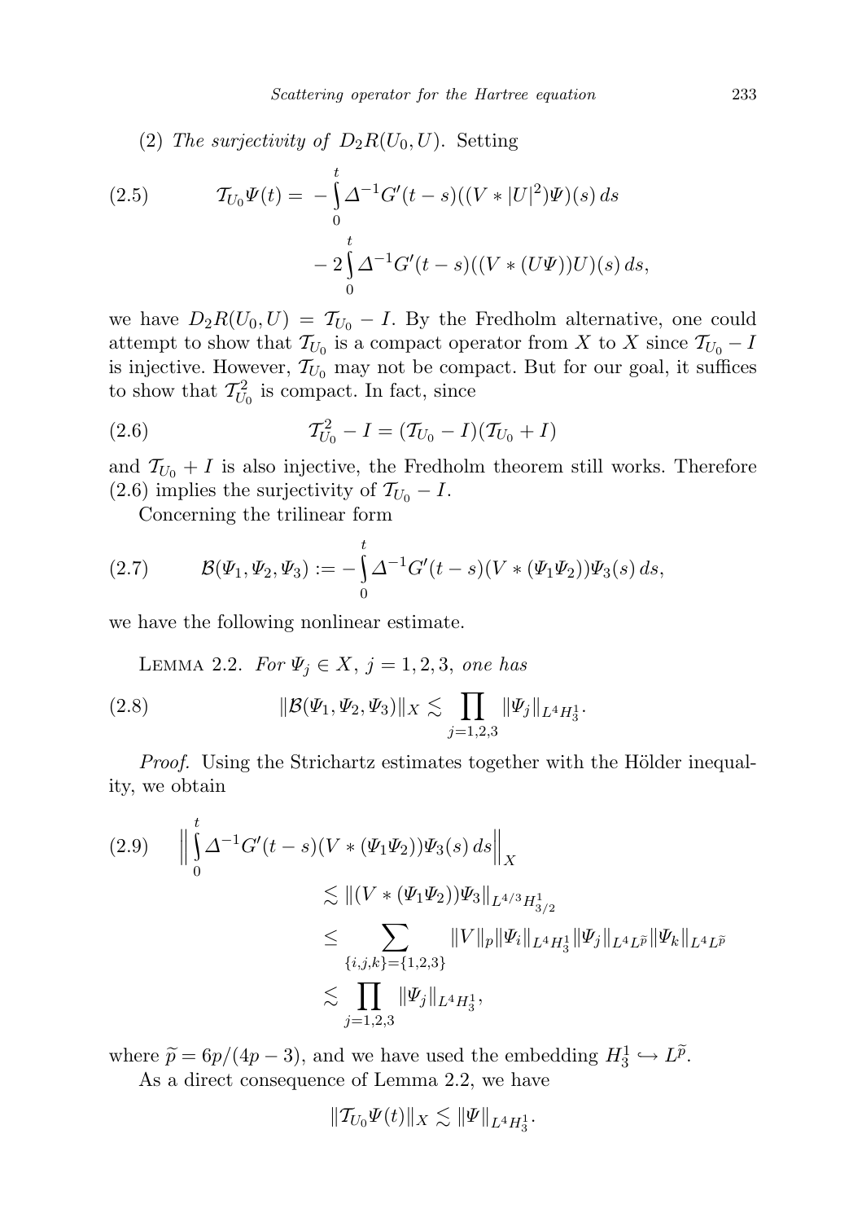(2) *The surjectivity of* $D_2R(U_0, U)$. Setting

$$\mathcal{T}_{U_0}\Psi(t) = -\int_0^t \Delta^{-1}G'(t-s)((V * |U|^2)\Psi)(s)\,ds - 2\int_0^t \Delta^{-1}G'(t-s)((V * (U\Psi))U)(s)\,ds, \tag{2.5}$$

we have $D_2R(U_0, U) = \mathcal{T}_{U_0} - I$. By the Fredholm alternative, one could attempt to show that $\mathcal{T}_{U_0}$ is a compact operator from $X$ to $X$ since $\mathcal{T}_{U_0} - I$ is injective. However, $\mathcal{T}_{U_0}$ may not be compact. But for our goal, it suffices to show that $\mathcal{T}_{U_0}^2$ is compact. In fact, since

$$\mathcal{T}_{U_0}^2 - I = (\mathcal{T}_{U_0} - I)(\mathcal{T}_{U_0} + I) \tag{2.6}$$

and $\mathcal{T}_{U_0} + I$ is also injective, the Fredholm theorem still works. Therefore (2.6) implies the surjectivity of $\mathcal{T}_{U_0} - I$.

Concerning the trilinear form

$$\mathcal{B}(\Psi_1, \Psi_2, \Psi_3) := -\int_0^t \Delta^{-1}G'(t-s)(V * (\Psi_1\Psi_2))\Psi_3(s)\,ds, \tag{2.7}$$

we have the following nonlinear estimate.

Lemma 2.2. *For* $\Psi_j \in X$, $j = 1, 2, 3$, *one has*

$$\|\mathcal{B}(\Psi_1, \Psi_2, \Psi_3)\|_X \lesssim \prod_{j=1,2,3} \|\Psi_j\|_{L^4H^1_3}. \tag{2.8}$$

*Proof.* Using the Strichartz estimates together with the Hölder inequality, we obtain

$$\begin{aligned}
\Big\| \int_0^t \Delta^{-1}G'(t-s)(V * (\Psi_1\Psi_2))\Psi_3(s)\,ds \Big\|_X &\lesssim \|(V * (\Psi_1\Psi_2))\Psi_3\|_{L^{4/3}H^1_{3/2}} \\
&\le \sum_{\{i,j,k\}=\{1,2,3\}} \|V\|_p \|\Psi_i\|_{L^4H^1_3} \|\Psi_j\|_{L^4L^{\widetilde{p}}} \|\Psi_k\|_{L^4L^{\widetilde{p}}} \\
&\lesssim \prod_{j=1,2,3} \|\Psi_j\|_{L^4H^1_3},
\end{aligned} \tag{2.9}$$

where $\widetilde{p} = 6p/(4p-3)$, and we have used the embedding $H^1_3 \hookrightarrow L^{\widetilde{p}}$.

As a direct consequence of Lemma 2.2, we have

$$\|\mathcal{T}_{U_0}\Psi(t)\|_X \lesssim \|\Psi\|_{L^4H^1_3}.$$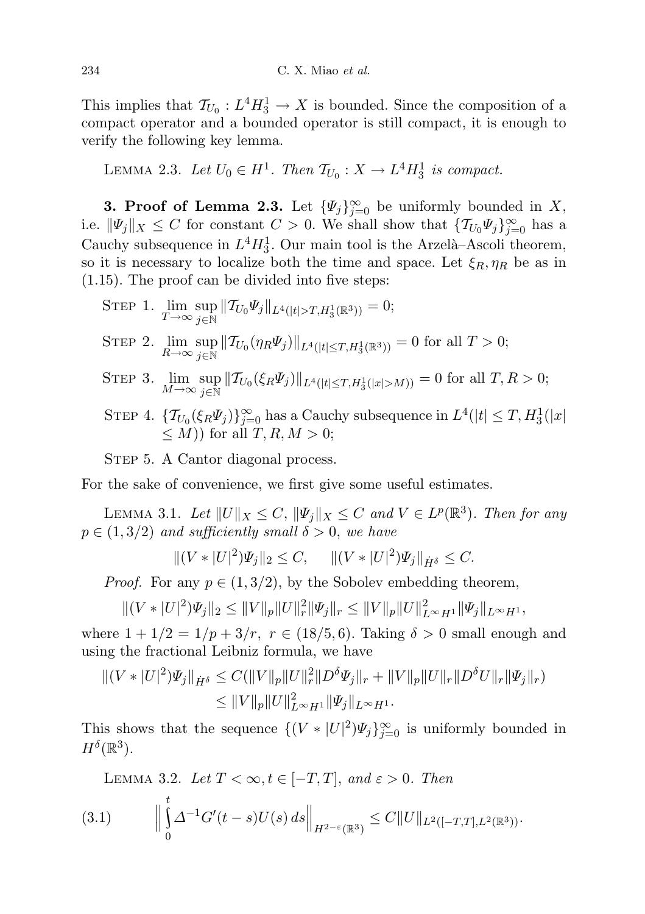This implies that $\mathcal{T}_{U_0} : L^4H^1_3 \to X$ is bounded. Since the composition of a compact operator and a bounded operator is still compact, it is enough to verify the following key lemma.

LEMMA 2.3. *Let $U_0 \in H^1$. Then $\mathcal{T}_{U_0} : X \to L^4H^1_3$ is compact.*

**3. Proof of Lemma 2.3.** Let $\{\Psi_j\}_{j=0}^\infty$ be uniformly bounded in $X$, i.e. $\|\Psi_j\|_X \le C$ for constant $C > 0$. We shall show that $\{\mathcal{T}_{U_0}\Psi_j\}_{j=0}^\infty$ has a Cauchy subsequence in $L^4H^1_3$. Our main tool is the Arzelà–Ascoli theorem, so it is necessary to localize both the time and space. Let $\xi_R, \eta_R$ be as in (1.15). The proof can be divided into five steps:

STEP 1. $\lim_{T\to\infty} \sup_{j\in\mathbb{N}} \|\mathcal{T}_{U_0}\Psi_j\|_{L^4(|t|>T, H^1_3(\mathbb{R}^3))} = 0$;

STEP 2. $\lim_{R\to\infty} \sup_{j\in\mathbb{N}} \|\mathcal{T}_{U_0}(\eta_R\Psi_j)\|_{L^4(|t|\le T, H^1_3(\mathbb{R}^3))} = 0$ for all $T > 0$;

STEP 3. $\lim_{M\to\infty} \sup_{j\in\mathbb{N}} \|\mathcal{T}_{U_0}(\xi_R\Psi_j)\|_{L^4(|t|\le T, H^1_3(|x|>M))} = 0$ for all $T, R > 0$;

STEP 4. $\{\mathcal{T}_{U_0}(\xi_R\Psi_j)\}_{j=0}^\infty$ has a Cauchy subsequence in $L^4(|t| \le T, H^1_3(|x| \le M))$ for all $T, R, M > 0$;

STEP 5. A Cantor diagonal process.

For the sake of convenience, we first give some useful estimates.

LEMMA 3.1. *Let $\|U\|_X \le C$, $\|\Psi_j\|_X \le C$ and $V \in L^p(\mathbb{R}^3)$. Then for any $p \in (1, 3/2)$ and sufficiently small $\delta > 0$, we have*

$$\|(V * |U|^2)\Psi_j\|_2 \le C, \qquad \|(V * |U|^2)\Psi_j\|_{\dot{H}^\delta} \le C.$$

*Proof.* For any $p \in (1, 3/2)$, by the Sobolev embedding theorem,

$$\|(V * |U|^2)\Psi_j\|_2 \le \|V\|_p\|U\|_r^2\|\Psi_j\|_r \le \|V\|_p\|U\|_{L^\infty H^1}^2\|\Psi_j\|_{L^\infty H^1},$$

where $1 + 1/2 = 1/p + 3/r$, $r \in (18/5, 6)$. Taking $\delta > 0$ small enough and using the fractional Leibniz formula, we have

$$\begin{aligned}\|(V * |U|^2)\Psi_j\|_{\dot{H}^\delta} &\le C(\|V\|_p\|U\|_r^2\|D^\delta\Psi_j\|_r + \|V\|_p\|U\|_r\|D^\delta U\|_r\|\Psi_j\|_r) \\ &\le \|V\|_p\|U\|_{L^\infty H^1}^2\|\Psi_j\|_{L^\infty H^1}.\end{aligned}$$

This shows that the sequence $\{(V * |U|^2)\Psi_j\}_{j=0}^\infty$ is uniformly bounded in $H^\delta(\mathbb{R}^3)$.

LEMMA 3.2. *Let $T < \infty, t \in [-T, T]$, and $\varepsilon > 0$. Then*

$$\Big\|\int_0^t \Delta^{-1}G'(t-s)U(s)\,ds\Big\|_{H^{2-\varepsilon}(\mathbb{R}^3)} \le C\|U\|_{L^2([-T,T],L^2(\mathbb{R}^3))}. \tag{3.1}$$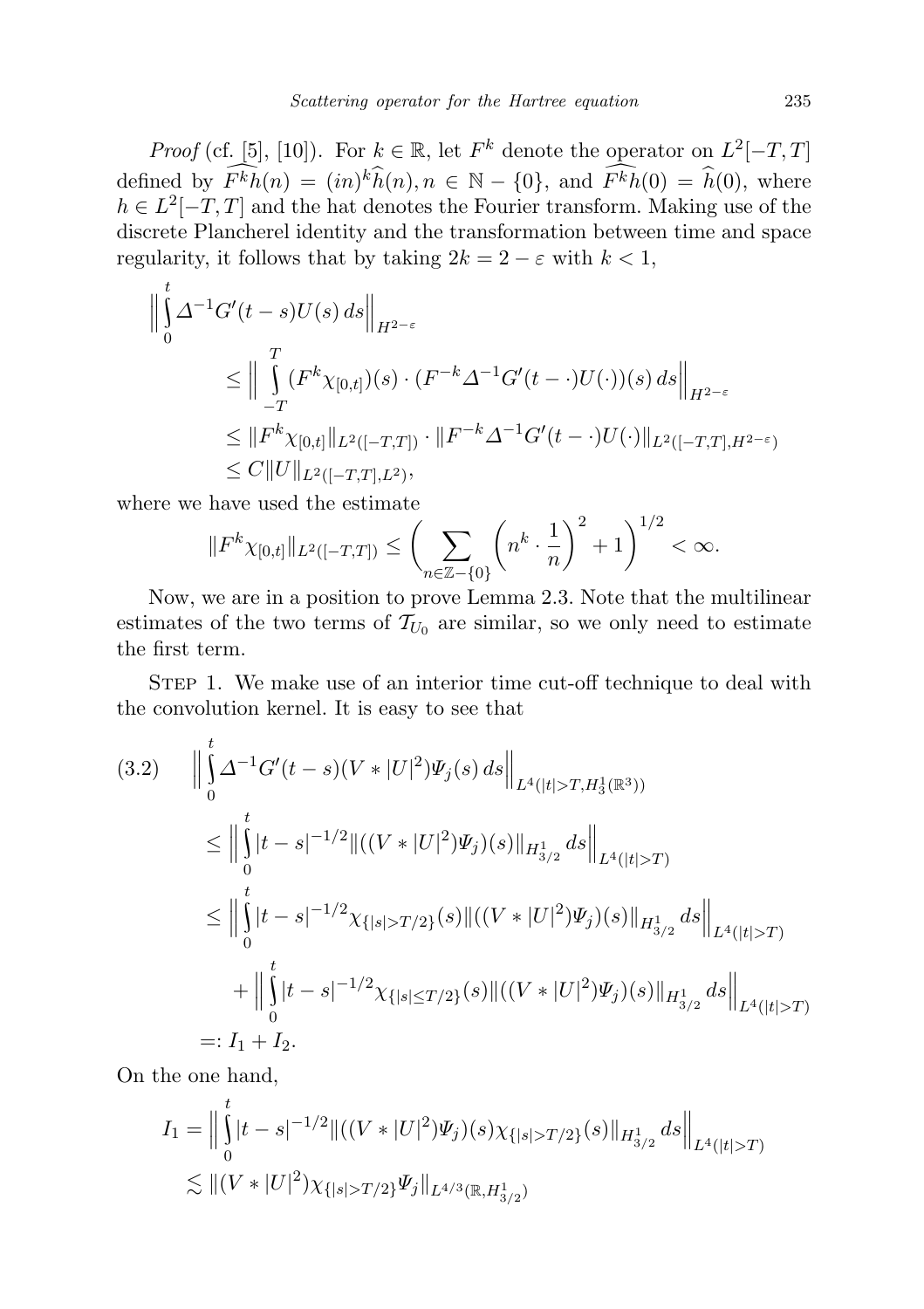*Proof* (cf. [5], [10]). For $k \in \mathbb{R}$, let $F^k$ denote the operator on $L^2[-T,T]$ defined by $\widehat{F^k h}(n) = (in)^k \widehat{h}(n), n \in \mathbb{N} - \{0\}$, and $\widehat{F^k h}(0) = \widehat{h}(0)$, where $h \in L^2[-T,T]$ and the hat denotes the Fourier transform. Making use of the discrete Plancherel identity and the transformation between time and space regularity, it follows that by taking $2k = 2 - \varepsilon$ with $k < 1$,

$$
\begin{aligned}
\Big\| \int_0^t \Delta^{-1} G'(t-s) U(s)\, ds \Big\|_{H^{2-\varepsilon}}
&\le \Big\| \int_{-T}^{T} (F^k \chi_{[0,t]})(s) \cdot (F^{-k} \Delta^{-1} G'(t-\cdot) U(\cdot))(s)\, ds \Big\|_{H^{2-\varepsilon}} \\
&\le \|F^k \chi_{[0,t]}\|_{L^2([-T,T])} \cdot \|F^{-k} \Delta^{-1} G'(t-\cdot) U(\cdot)\|_{L^2([-T,T],H^{2-\varepsilon})} \\
&\le C \|U\|_{L^2([-T,T],L^2)},
\end{aligned}
$$

where we have used the estimate

$$
\|F^k \chi_{[0,t]}\|_{L^2([-T,T])} \le \bigg( \sum_{n \in \mathbb{Z} - \{0\}} \Big( n^k \cdot \frac{1}{n} \Big)^2 + 1 \bigg)^{1/2} < \infty.
$$

Now, we are in a position to prove Lemma 2.3. Note that the multilinear estimates of the two terms of $\mathcal{T}_{U_0}$ are similar, so we only need to estimate the first term.

Step 1. We make use of an interior time cut-off technique to deal with the convolution kernel. It is easy to see that

$$
\begin{aligned}
(3.2) \quad & \Big\| \int_0^t \Delta^{-1} G'(t-s) (V * |U|^2) \Psi_j(s)\, ds \Big\|_{L^4(|t|>T, H_3^1(\mathbb{R}^3))} \\
&\le \Big\| \int_0^t |t-s|^{-1/2} \|((V * |U|^2)\Psi_j)(s)\|_{H^1_{3/2}}\, ds \Big\|_{L^4(|t|>T)} \\
&\le \Big\| \int_0^t |t-s|^{-1/2} \chi_{\{|s|>T/2\}}(s) \|((V * |U|^2)\Psi_j)(s)\|_{H^1_{3/2}}\, ds \Big\|_{L^4(|t|>T)} \\
&\quad + \Big\| \int_0^t |t-s|^{-1/2} \chi_{\{|s|\le T/2\}}(s) \|((V * |U|^2)\Psi_j)(s)\|_{H^1_{3/2}}\, ds \Big\|_{L^4(|t|>T)} \\
&=: I_1 + I_2.
\end{aligned}
$$

On the one hand,

$$
\begin{aligned}
I_1 &= \Big\| \int_0^t |t-s|^{-1/2} \|((V * |U|^2)\Psi_j)(s) \chi_{\{|s|>T/2\}}(s)\|_{H^1_{3/2}}\, ds \Big\|_{L^4(|t|>T)} \\
&\lesssim \|(V * |U|^2) \chi_{\{|s|>T/2\}} \Psi_j\|_{L^{4/3}(\mathbb{R}, H^1_{3/2})}
\end{aligned}
$$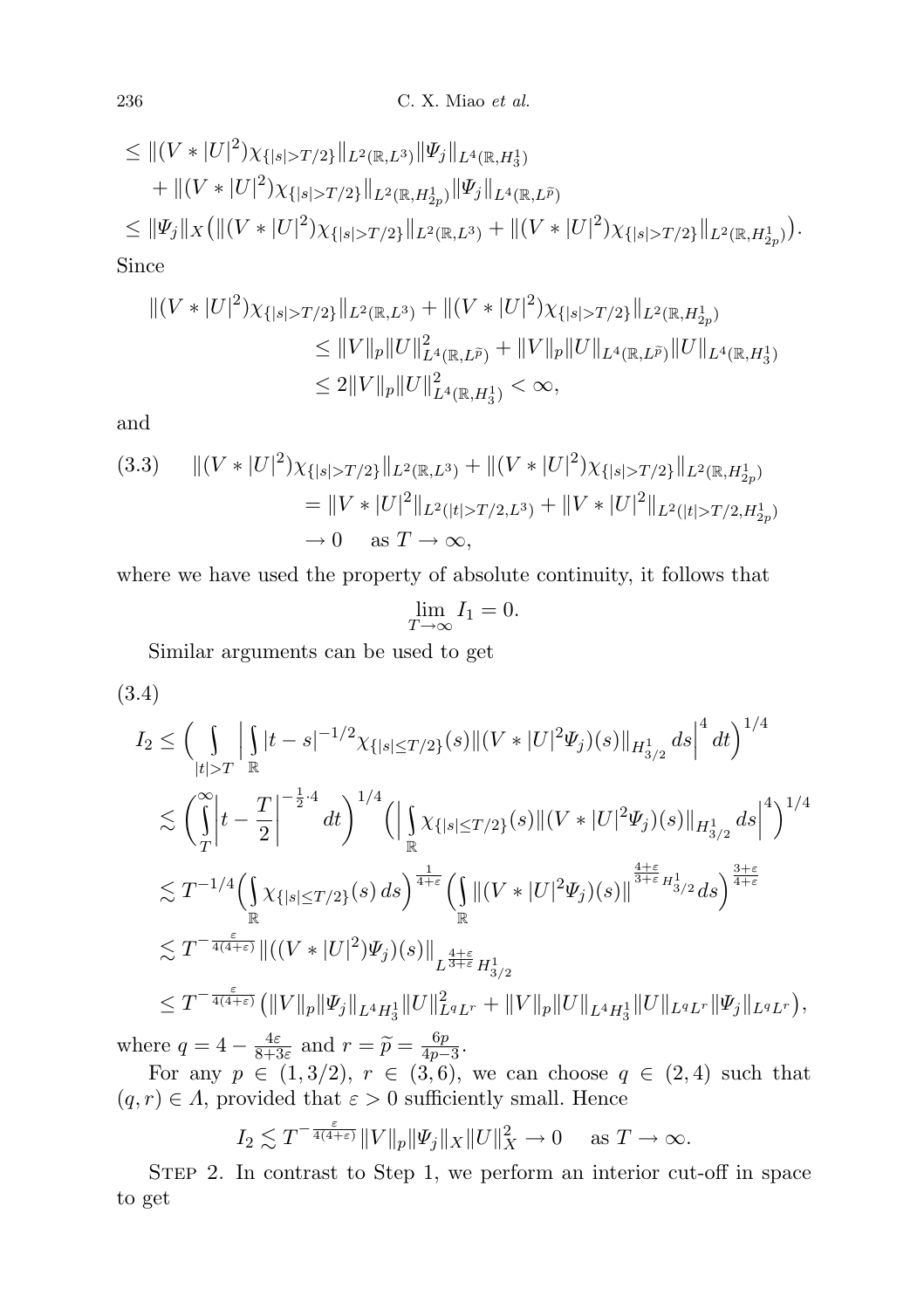$$
\begin{aligned}
&\le \|(V*|U|^2)\chi_{\{|s|>T/2\}}\|_{L^2(\mathbb{R},L^3)}\|\Psi_j\|_{L^4(\mathbb{R},H^1_3)} \\
&\quad + \|(V*|U|^2)\chi_{\{|s|>T/2\}}\|_{L^2(\mathbb{R},H^1_{2p})}\|\Psi_j\|_{L^4(\mathbb{R},L^{\widetilde{p}})} \\
&\le \|\Psi_j\|_X\big(\|(V*|U|^2)\chi_{\{|s|>T/2\}}\|_{L^2(\mathbb{R},L^3)} + \|(V*|U|^2)\chi_{\{|s|>T/2\}}\|_{L^2(\mathbb{R},H^1_{2p})}\big).
\end{aligned}
$$

Since

$$
\begin{aligned}
\|(V*|U|^2)\chi_{\{|s|>T/2\}}\|_{L^2(\mathbb{R},L^3)} &+ \|(V*|U|^2)\chi_{\{|s|>T/2\}}\|_{L^2(\mathbb{R},H^1_{2p})} \\
&\le \|V\|_p\|U\|^2_{L^4(\mathbb{R},L^{\widetilde{p}})} + \|V\|_p\|U\|_{L^4(\mathbb{R},L^{\widetilde{p}})}\|U\|_{L^4(\mathbb{R},H^1_3)} \\
&\le 2\|V\|_p\|U\|^2_{L^4(\mathbb{R},H^1_3)} < \infty,
\end{aligned}
$$

and

$$
\begin{aligned}
(3.3)\qquad \|(V*|U|^2)\chi_{\{|s|>T/2\}}\|_{L^2(\mathbb{R},L^3)} &+ \|(V*|U|^2)\chi_{\{|s|>T/2\}}\|_{L^2(\mathbb{R},H^1_{2p})} \\
&= \|V*|U|^2\|_{L^2(|t|>T/2,L^3)} + \|V*|U|^2\|_{L^2(|t|>T/2,H^1_{2p})} \\
&\to 0 \quad \text{as } T\to\infty,
\end{aligned}
$$

where we have used the property of absolute continuity, it follows that

$$
\lim_{T\to\infty} I_1 = 0.
$$

Similar arguments can be used to get

(3.4)

$$
\begin{aligned}
I_2 &\le \Big(\int_{|t|>T}\Big|\int_{\mathbb{R}} |t-s|^{-1/2}\chi_{\{|s|\le T/2\}}(s)\|(V*|U|^2\Psi_j)(s)\|_{H^1_{3/2}}\,ds\Big|^4\,dt\Big)^{1/4} \\
&\lesssim \Big(\int_T^\infty \Big|t-\frac{T}{2}\Big|^{-\frac{1}{2}\cdot 4}\,dt\Big)^{1/4}\Big(\Big|\int_{\mathbb{R}}\chi_{\{|s|\le T/2\}}(s)\|(V*|U|^2\Psi_j)(s)\|_{H^1_{3/2}}\,ds\Big|^4\Big)^{1/4} \\
&\lesssim T^{-1/4}\Big(\int_{\mathbb{R}}\chi_{\{|s|\le T/2\}}(s)\,ds\Big)^{\frac{1}{4+\varepsilon}}\Big(\int_{\mathbb{R}}\|(V*|U|^2\Psi_j)(s)\|^{\frac{4+\varepsilon}{3+\varepsilon}}{}_{H^1_{3/2}}\,ds\Big)^{\frac{3+\varepsilon}{4+\varepsilon}} \\
&\lesssim T^{-\frac{\varepsilon}{4(4+\varepsilon)}}\|((V*|U|^2)\Psi_j)(s)\|_{L^{\frac{4+\varepsilon}{3+\varepsilon}}H^1_{3/2}} \\
&\le T^{-\frac{\varepsilon}{4(4+\varepsilon)}}\big(\|V\|_p\|\Psi_j\|_{L^4H^1_3}\|U\|^2_{L^qL^r} + \|V\|_p\|U\|_{L^4H^1_3}\|U\|_{L^qL^r}\|\Psi_j\|_{L^qL^r}\big),
\end{aligned}
$$

where $q = 4 - \frac{4\varepsilon}{8+3\varepsilon}$ and $r = \widetilde{p} = \frac{6p}{4p-3}$.

For any $p\in(1,3/2)$, $r\in(3,6)$, we can choose $q\in(2,4)$ such that $(q,r)\in\Lambda$, provided that $\varepsilon>0$ sufficiently small. Hence

$$
I_2 \lesssim T^{-\frac{\varepsilon}{4(4+\varepsilon)}}\|V\|_p\|\Psi_j\|_X\|U\|^2_X \to 0 \quad \text{as } T\to\infty.
$$

Step 2. In contrast to Step 1, we perform an interior cut-off in space to get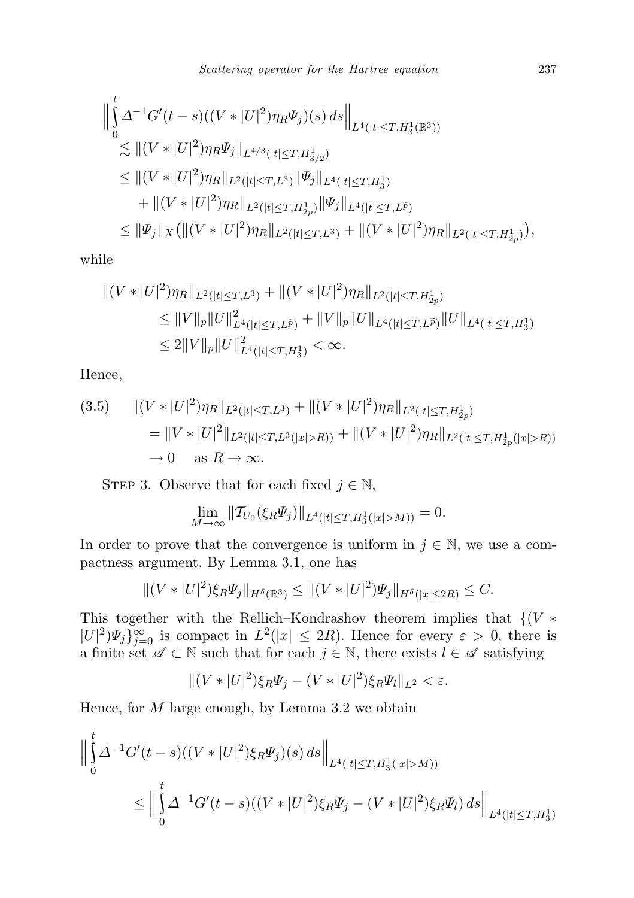$$
\begin{aligned}
\Big\| \int_0^t \Delta^{-1} G'(t-s)((V*|U|^2)\eta_R \Psi_j)(s)\, ds \Big\|_{L^4(|t|\le T, H^1_3(\mathbb{R}^3))} \\
&\lesssim \|(V*|U|^2)\eta_R\Psi_j\|_{L^{4/3}(|t|\le T, H^1_{3/2})} \\
&\le \|(V*|U|^2)\eta_R\|_{L^2(|t|\le T, L^3)} \|\Psi_j\|_{L^4(|t|\le T, H^1_3)} \\
&\quad + \|(V*|U|^2)\eta_R\|_{L^2(|t|\le T, H^1_{2p})} \|\Psi_j\|_{L^4(|t|\le T, L^{\widetilde p})} \\
&\le \|\Psi_j\|_X \big( \|(V*|U|^2)\eta_R\|_{L^2(|t|\le T, L^3)} + \|(V*|U|^2)\eta_R\|_{L^2(|t|\le T, H^1_{2p})} \big),
\end{aligned}
$$

while

$$
\begin{aligned}
\|(V*|U|^2)\eta_R\|_{L^2(|t|\le T, L^3)} &+ \|(V*|U|^2)\eta_R\|_{L^2(|t|\le T, H^1_{2p})} \\
&\le \|V\|_p \|U\|^2_{L^4(|t|\le T, L^{\widetilde p})} + \|V\|_p \|U\|_{L^4(|t|\le T, L^{\widetilde p})} \|U\|_{L^4(|t|\le T, H^1_3)} \\
&\le 2\|V\|_p \|U\|^2_{L^4(|t|\le T, H^1_3)} < \infty.
\end{aligned}
$$

Hence,

$$
\begin{aligned}
(3.5)\qquad \|(V*|U|^2)\eta_R\|_{L^2(|t|\le T, L^3)} &+ \|(V*|U|^2)\eta_R\|_{L^2(|t|\le T, H^1_{2p})} \\
&= \|V*|U|^2\|_{L^2(|t|\le T, L^3(|x|>R))} + \|(V*|U|^2)\eta_R\|_{L^2(|t|\le T, H^1_{2p}(|x|>R))} \\
&\to 0 \quad \text{as } R\to\infty.
\end{aligned}
$$

Step 3. Observe that for each fixed $j \in \mathbb{N}$,

$$
\lim_{M\to\infty} \|\mathcal{T}_{U_0}(\xi_R \Psi_j)\|_{L^4(|t|\le T, H^1_3(|x|>M))} = 0.
$$

In order to prove that the convergence is uniform in $j\in\mathbb{N}$, we use a compactness argument. By Lemma 3.1, one has

$$
\|(V*|U|^2)\xi_R\Psi_j\|_{H^\delta(\mathbb{R}^3)} \le \|(V*|U|^2)\Psi_j\|_{H^\delta(|x|\le 2R)} \le C.
$$

This together with the Rellich–Kondrashov theorem implies that $\{(V*|U|^2)\Psi_j\}_{j=0}^\infty$ is compact in $L^2(|x|\le 2R)$. Hence for every $\varepsilon>0$, there is a finite set $\mathscr{A}\subset\mathbb{N}$ such that for each $j\in\mathbb{N}$, there exists $l\in\mathscr{A}$ satisfying

$$
\|(V*|U|^2)\xi_R\Psi_j - (V*|U|^2)\xi_R\Psi_l\|_{L^2} < \varepsilon.
$$

Hence, for $M$ large enough, by Lemma 3.2 we obtain

$$
\begin{aligned}
\Big\| \int_0^t \Delta^{-1} G'(t-s)((V*|U|^2)\xi_R \Psi_j)(s)\, ds \Big\|_{L^4(|t|\le T, H^1_3(|x|>M))} \\
\le \Big\| \int_0^t \Delta^{-1} G'(t-s)((V*|U|^2)\xi_R \Psi_j - (V*|U|^2)\xi_R\Psi_l)\, ds \Big\|_{L^4(|t|\le T, H^1_3)}
\end{aligned}
$$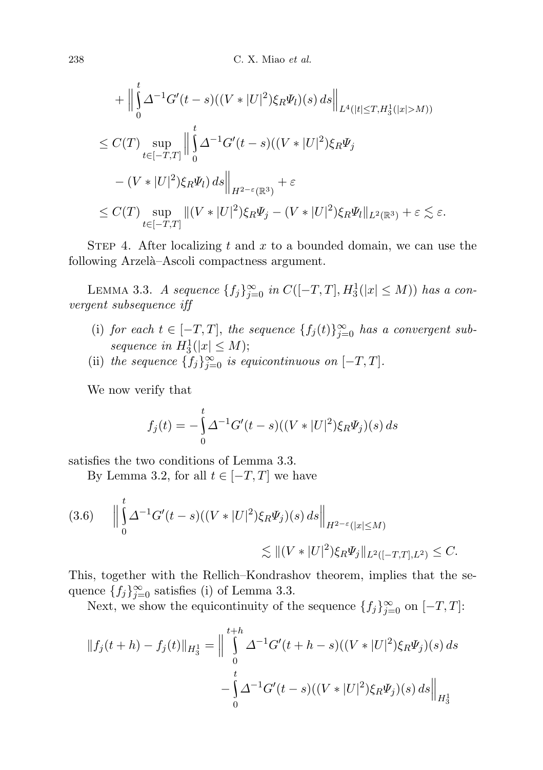$$
\begin{aligned}
&+ \Big\| \int_0^t \Delta^{-1} G'(t-s)((V * |U|^2)\xi_R \Psi_l)(s)\, ds \Big\|_{L^4(|t|\le T, H_3^1(|x|>M))} \\
&\le C(T) \sup_{t\in[-T,T]} \Big\| \int_0^t \Delta^{-1} G'(t-s)((V * |U|^2)\xi_R \Psi_j \\
&\quad - (V*|U|^2)\xi_R \Psi_l)\, ds \Big\|_{H^{2-\varepsilon}(\mathbb{R}^3)} + \varepsilon \\
&\le C(T) \sup_{t\in[-T,T]} \|(V*|U|^2)\xi_R\Psi_j - (V*|U|^2)\xi_R\Psi_l\|_{L^2(\mathbb{R}^3)} + \varepsilon \lesssim \varepsilon.
\end{aligned}
$$

Step 4. After localizing $t$ and $x$ to a bounded domain, we can use the following Arzelà–Ascoli compactness argument.

Lemma 3.3. *A sequence $\{f_j\}_{j=0}^\infty$ in $C([-T,T], H_3^1(|x|\le M))$ has a convergent subsequence iff*

(i) *for each $t\in[-T,T]$, the sequence $\{f_j(t)\}_{j=0}^\infty$ has a convergent subsequence in $H_3^1(|x|\le M)$;*
(ii) *the sequence $\{f_j\}_{j=0}^\infty$ is equicontinuous on $[-T,T]$.*

We now verify that

$$
f_j(t) = -\int_0^t \Delta^{-1} G'(t-s)((V*|U|^2)\xi_R\Psi_j)(s)\, ds
$$

satisfies the two conditions of Lemma 3.3.

By Lemma 3.2, for all $t\in[-T,T]$ we have

$$
\begin{aligned}
(3.6)\qquad \Big\| \int_0^t \Delta^{-1} G'(t-s)((V*|U|^2)\xi_R\Psi_j)(s)\, ds \Big\|_{H^{2-\varepsilon}(|x|\le M)} \\
\lesssim \|(V*|U|^2)\xi_R\Psi_j\|_{L^2([-T,T],L^2)} \le C.
\end{aligned}
$$

This, together with the Rellich–Kondrashov theorem, implies that the sequence $\{f_j\}_{j=0}^\infty$ satisfies (i) of Lemma 3.3.

Next, we show the equicontinuity of the sequence $\{f_j\}_{j=0}^\infty$ on $[-T,T]$:

$$
\begin{aligned}
\|f_j(t+h) - f_j(t)\|_{H_3^1} = \Big\| &\int_0^{t+h} \Delta^{-1} G'(t+h-s)((V*|U|^2)\xi_R\Psi_j)(s)\, ds \\
&- \int_0^t \Delta^{-1} G'(t-s)((V*|U|^2)\xi_R\Psi_j)(s)\, ds \Big\|_{H_3^1}
\end{aligned}
$$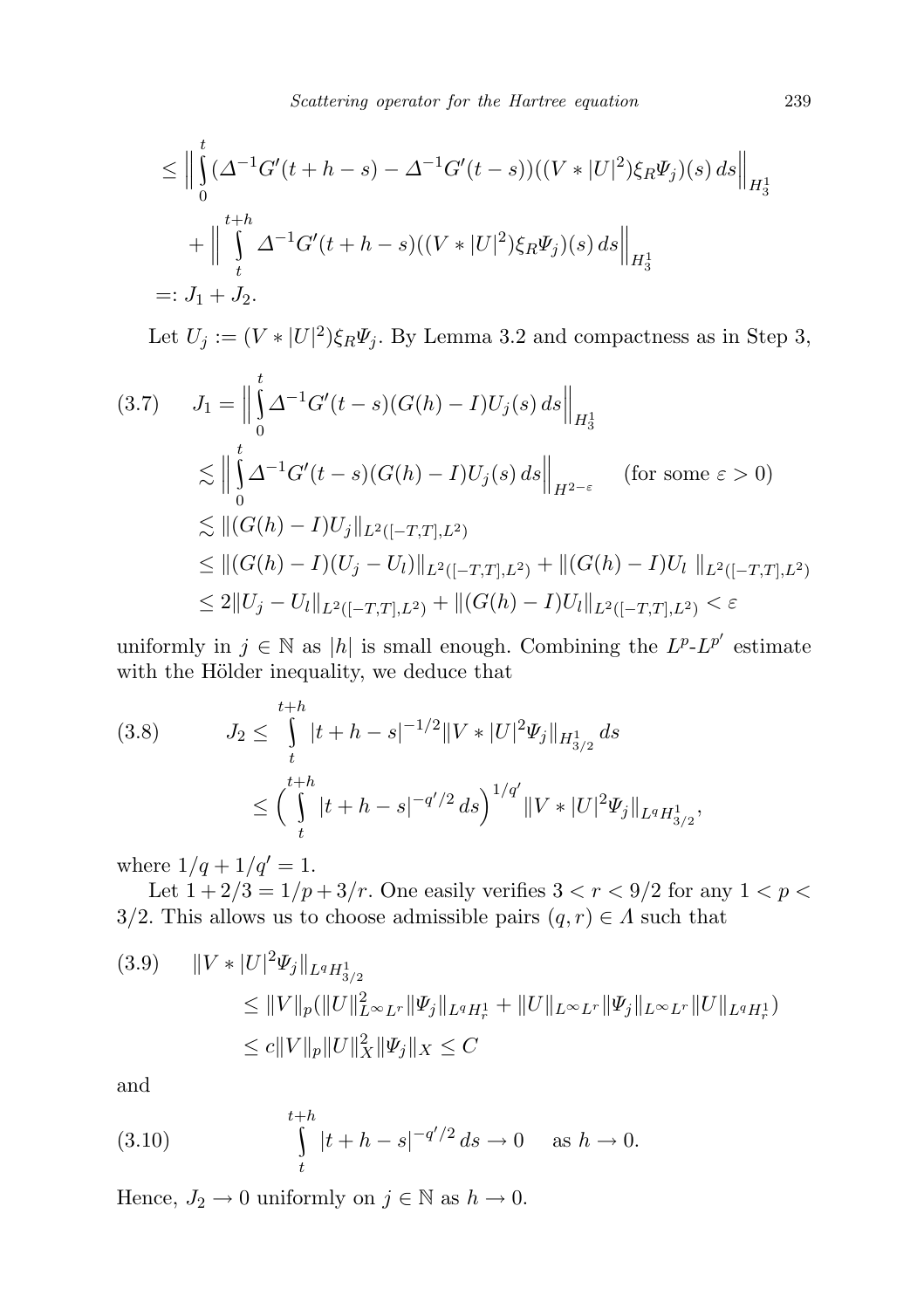$$\leq \Big\| \int_0^t (\Delta^{-1} G'(t+h-s) - \Delta^{-1} G'(t-s))((V * |U|^2)\xi_R \Psi_j)(s)\, ds \Big\|_{H^1_3}$$

$$+ \Big\| \int_t^{t+h} \Delta^{-1} G'(t+h-s)((V * |U|^2)\xi_R \Psi_j)(s)\, ds \Big\|_{H^1_3}$$

$$=: J_1 + J_2.$$

Let $U_j := (V * |U|^2)\xi_R \Psi_j$. By Lemma 3.2 and compactness as in Step 3,

$$\begin{aligned}
(3.7) \qquad J_1 &= \Big\| \int_0^t \Delta^{-1} G'(t-s)(G(h) - I) U_j(s)\, ds \Big\|_{H^1_3} \\
&\lesssim \Big\| \int_0^t \Delta^{-1} G'(t-s)(G(h) - I) U_j(s)\, ds \Big\|_{H^{2-\varepsilon}} \qquad (\text{for some } \varepsilon > 0) \\
&\lesssim \|(G(h) - I) U_j\|_{L^2([-T,T],L^2)} \\
&\leq \|(G(h) - I)(U_j - U_l)\|_{L^2([-T,T],L^2)} + \|(G(h) - I) U_l\|_{L^2([-T,T],L^2)} \\
&\leq 2\|U_j - U_l\|_{L^2([-T,T],L^2)} + \|(G(h) - I) U_l\|_{L^2([-T,T],L^2)} < \varepsilon
\end{aligned}$$

uniformly in $j \in \mathbb{N}$ as $|h|$ is small enough. Combining the $L^p$-$L^{p'}$ estimate with the Hölder inequality, we deduce that

$$\begin{aligned}
(3.8) \qquad J_2 &\leq \int_t^{t+h} |t+h-s|^{-1/2} \|V * |U|^2 \Psi_j\|_{H^1_{3/2}}\, ds \\
&\leq \Big( \int_t^{t+h} |t+h-s|^{-q'/2}\, ds \Big)^{1/q'} \|V * |U|^2 \Psi_j\|_{L^q H^1_{3/2}},
\end{aligned}$$

where $1/q + 1/q' = 1$.

Let $1 + 2/3 = 1/p + 3/r$. One easily verifies $3 < r < 9/2$ for any $1 < p < 3/2$. This allows us to choose admissible pairs $(q, r) \in \Lambda$ such that

$$\begin{aligned}
(3.9) \qquad &\|V * |U|^2 \Psi_j\|_{L^q H^1_{3/2}} \\
&\leq \|V\|_p (\|U\|^2_{L^\infty L^r} \|\Psi_j\|_{L^q H^1_r} + \|U\|_{L^\infty L^r} \|\Psi_j\|_{L^\infty L^r} \|U\|_{L^q H^1_r}) \\
&\leq c\|V\|_p \|U\|^2_X \|\Psi_j\|_X \leq C
\end{aligned}$$

and

$$(3.10) \qquad \int_t^{t+h} |t+h-s|^{-q'/2}\, ds \to 0 \quad \text{ as } h \to 0.$$

Hence, $J_2 \to 0$ uniformly on $j \in \mathbb{N}$ as $h \to 0$.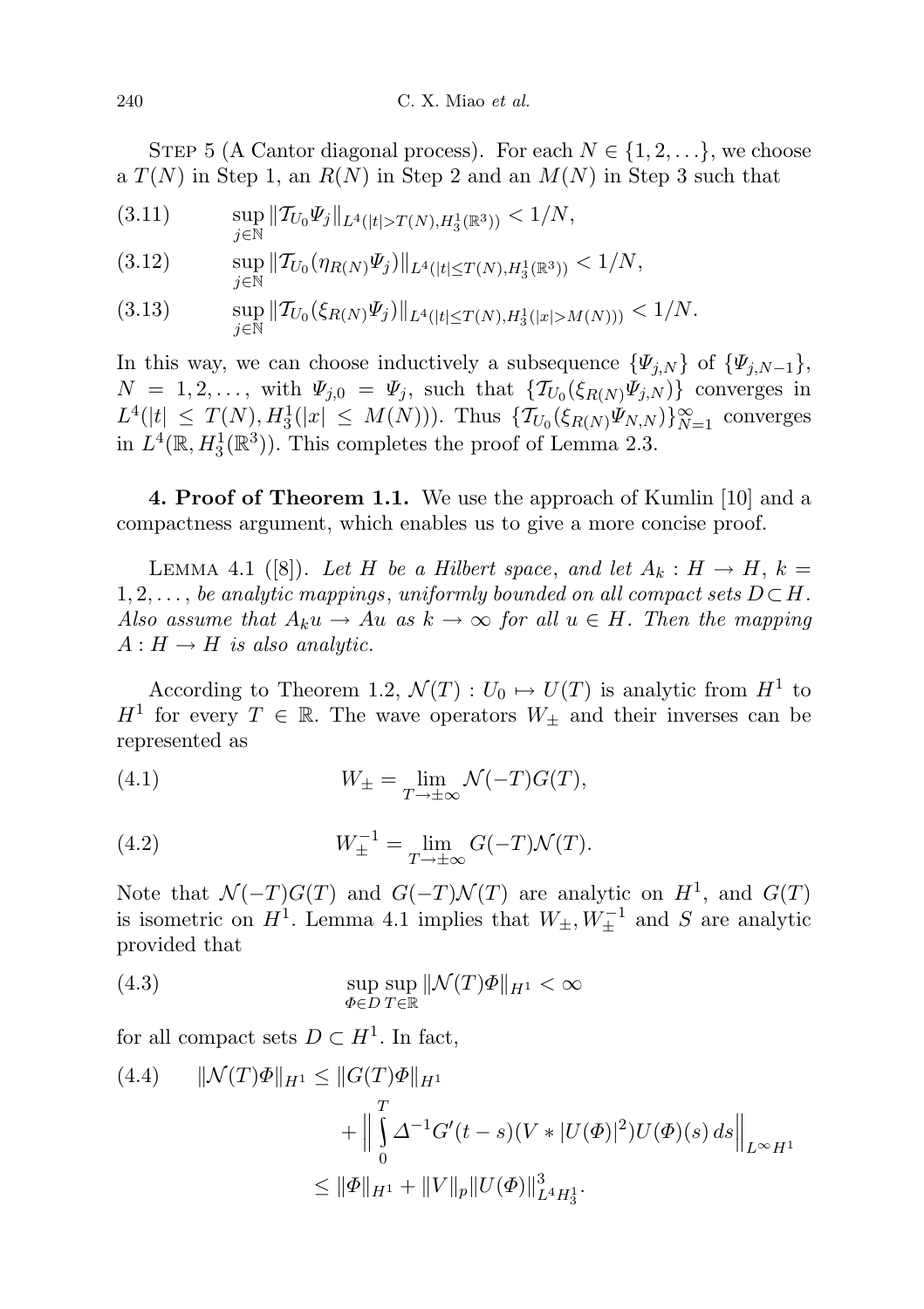STEP 5 (A Cantor diagonal process). For each $N \in \{1, 2, \ldots\}$, we choose a $T(N)$ in Step 1, an $R(N)$ in Step 2 and an $M(N)$ in Step 3 such that

$$\sup_{j\in\mathbb{N}} \|\mathcal{T}_{U_0}\Psi_j\|_{L^4(|t|>T(N),H_3^1(\mathbb{R}^3))} < 1/N, \tag{3.11}$$

$$\sup_{j\in\mathbb{N}} \|\mathcal{T}_{U_0}(\eta_{R(N)}\Psi_j)\|_{L^4(|t|\le T(N),H_3^1(\mathbb{R}^3))} < 1/N, \tag{3.12}$$

$$\sup_{j\in\mathbb{N}} \|\mathcal{T}_{U_0}(\xi_{R(N)}\Psi_j)\|_{L^4(|t|\le T(N),H_3^1(|x|>M(N)))} < 1/N. \tag{3.13}$$

In this way, we can choose inductively a subsequence $\{\Psi_{j,N}\}$ of $\{\Psi_{j,N-1}\}$, $N = 1, 2, \ldots$, with $\Psi_{j,0} = \Psi_j$, such that $\{\mathcal{T}_{U_0}(\xi_{R(N)}\Psi_{j,N})\}$ converges in $L^4(|t| \le T(N), H_3^1(|x| \le M(N)))$. Thus $\{\mathcal{T}_{U_0}(\xi_{R(N)}\Psi_{N,N})\}_{N=1}^\infty$ converges in $L^4(\mathbb{R}, H_3^1(\mathbb{R}^3))$. This completes the proof of Lemma 2.3.

**4. Proof of Theorem 1.1.** We use the approach of Kumlin [10] and a compactness argument, which enables us to give a more concise proof.

LEMMA 4.1 ([8]). *Let $H$ be a Hilbert space, and let $A_k : H \to H$, $k = 1, 2, \ldots$, be analytic mappings, uniformly bounded on all compact sets $D \subset H$. Also assume that $A_k u \to Au$ as $k \to \infty$ for all $u \in H$. Then the mapping $A : H \to H$ is also analytic.*

According to Theorem 1.2, $\mathcal{N}(T) : U_0 \mapsto U(T)$ is analytic from $H^1$ to $H^1$ for every $T \in \mathbb{R}$. The wave operators $W_\pm$ and their inverses can be represented as

$$W_\pm = \lim_{T\to\pm\infty} \mathcal{N}(-T)G(T), \tag{4.1}$$

$$W_\pm^{-1} = \lim_{T\to\pm\infty} G(-T)\mathcal{N}(T). \tag{4.2}$$

Note that $\mathcal{N}(-T)G(T)$ and $G(-T)\mathcal{N}(T)$ are analytic on $H^1$, and $G(T)$ is isometric on $H^1$. Lemma 4.1 implies that $W_\pm, W_\pm^{-1}$ and $S$ are analytic provided that

$$\sup_{\Phi\in D}\sup_{T\in\mathbb{R}} \|\mathcal{N}(T)\Phi\|_{H^1} < \infty \tag{4.3}$$

for all compact sets $D \subset H^1$. In fact,

$$\begin{aligned} \|\mathcal{N}(T)\Phi\|_{H^1} &\le \|G(T)\Phi\|_{H^1} \\ &\quad + \Big\| \int_0^T \Delta^{-1}G'(t-s)(V * |U(\Phi)|^2)U(\Phi)(s)\,ds \Big\|_{L^\infty H^1} \\ &\le \|\Phi\|_{H^1} + \|V\|_p \|U(\Phi)\|_{L^4H_3^1}^3. \end{aligned} \tag{4.4}$$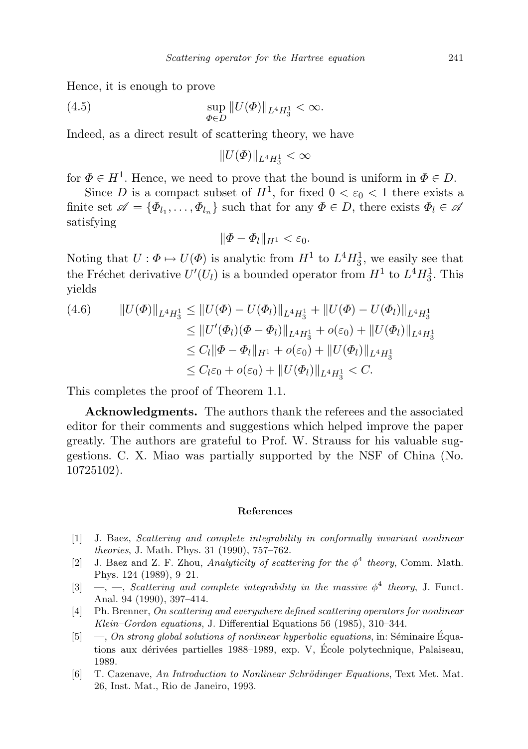Hence, it is enough to prove

$$\sup_{\Phi \in D} \|U(\Phi)\|_{L^4 H^1_3} < \infty. \tag{4.5}$$

Indeed, as a direct result of scattering theory, we have

$$\|U(\Phi)\|_{L^4 H^1_3} < \infty$$

for $\Phi \in H^1$. Hence, we need to prove that the bound is uniform in $\Phi \in D$.

Since $D$ is a compact subset of $H^1$, for fixed $0 < \varepsilon_0 < 1$ there exists a finite set $\mathscr{A} = \{\Phi_{l_1}, \dots, \Phi_{l_n}\}$ such that for any $\Phi \in D$, there exists $\Phi_l \in \mathscr{A}$ satisfying

$$\|\Phi - \Phi_l\|_{H^1} < \varepsilon_0.$$

Noting that $U : \Phi \mapsto U(\Phi)$ is analytic from $H^1$ to $L^4 H^1_3$, we easily see that the Fréchet derivative $U'(U_l)$ is a bounded operator from $H^1$ to $L^4 H^1_3$. This yields

$$\begin{aligned} \|U(\Phi)\|_{L^4 H^1_3} &\le \|U(\Phi) - U(\Phi_l)\|_{L^4 H^1_3} + \|U(\Phi) - U(\Phi_l)\|_{L^4 H^1_3} \\ &\le \|U'(\Phi_l)(\Phi - \Phi_l)\|_{L^4 H^1_3} + o(\varepsilon_0) + \|U(\Phi_l)\|_{L^4 H^1_3} \\ &\le C_l \|\Phi - \Phi_l\|_{H^1} + o(\varepsilon_0) + \|U(\Phi_l)\|_{L^4 H^1_3} \\ &\le C_l \varepsilon_0 + o(\varepsilon_0) + \|U(\Phi_l)\|_{L^4 H^1_3} < C. \end{aligned} \tag{4.6}$$

This completes the proof of Theorem 1.1.

**Acknowledgments.** The authors thank the referees and the associated editor for their comments and suggestions which helped improve the paper greatly. The authors are grateful to Prof. W. Strauss for his valuable suggestions. C. X. Miao was partially supported by the NSF of China (No. 10725102).

#### References

[1] J. Baez, *Scattering and complete integrability in conformally invariant nonlinear theories*, J. Math. Phys. 31 (1990), 757–762.

[2] J. Baez and Z. F. Zhou, *Analyticity of scattering for the $\phi^4$ theory*, Comm. Math. Phys. 124 (1989), 9–21.

[3] —, —, *Scattering and complete integrability in the massive $\phi^4$ theory*, J. Funct. Anal. 94 (1990), 397–414.

[4] Ph. Brenner, *On scattering and everywhere defined scattering operators for nonlinear Klein–Gordon equations*, J. Differential Equations 56 (1985), 310–344.

[5] —, *On strong global solutions of nonlinear hyperbolic equations*, in: Séminaire Équations aux dérivées partielles 1988–1989, exp. V, École polytechnique, Palaiseau, 1989.

[6] T. Cazenave, *An Introduction to Nonlinear Schrödinger Equations*, Text Met. Mat. 26, Inst. Mat., Rio de Janeiro, 1993.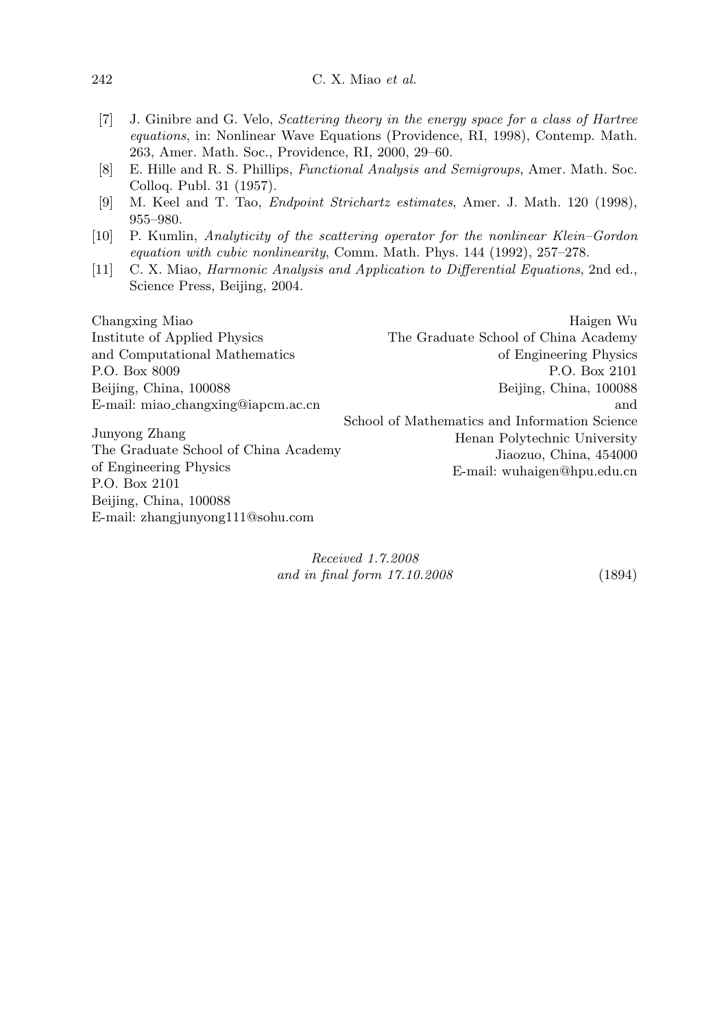[7] J. Ginibre and G. Velo, *Scattering theory in the energy space for a class of Hartree equations*, in: Nonlinear Wave Equations (Providence, RI, 1998), Contemp. Math. 263, Amer. Math. Soc., Providence, RI, 2000, 29–60.

[8] E. Hille and R. S. Phillips, *Functional Analysis and Semigroups*, Amer. Math. Soc. Colloq. Publ. 31 (1957).

[9] M. Keel and T. Tao, *Endpoint Strichartz estimates*, Amer. J. Math. 120 (1998), 955–980.

[10] P. Kumlin, *Analyticity of the scattering operator for the nonlinear Klein–Gordon equation with cubic nonlinearity*, Comm. Math. Phys. 144 (1992), 257–278.

[11] C. X. Miao, *Harmonic Analysis and Application to Differential Equations*, 2nd ed., Science Press, Beijing, 2004.

Changxing Miao
Institute of Applied Physics
and Computational Mathematics
P.O. Box 8009
Beijing, China, 100088
E-mail: miao_changxing@iapcm.ac.cn

Junyong Zhang
The Graduate School of China Academy
of Engineering Physics
P.O. Box 2101
Beijing, China, 100088
E-mail: zhangjunyong111@sohu.com

Haigen Wu
The Graduate School of China Academy
of Engineering Physics
P.O. Box 2101
Beijing, China, 100088
and
School of Mathematics and Information Science
Henan Polytechnic University
Jiaozuo, China, 454000
E-mail: wuhaigen@hpu.edu.cn

*Received 1.7.2008*
*and in final form 17.10.2008* (1894)